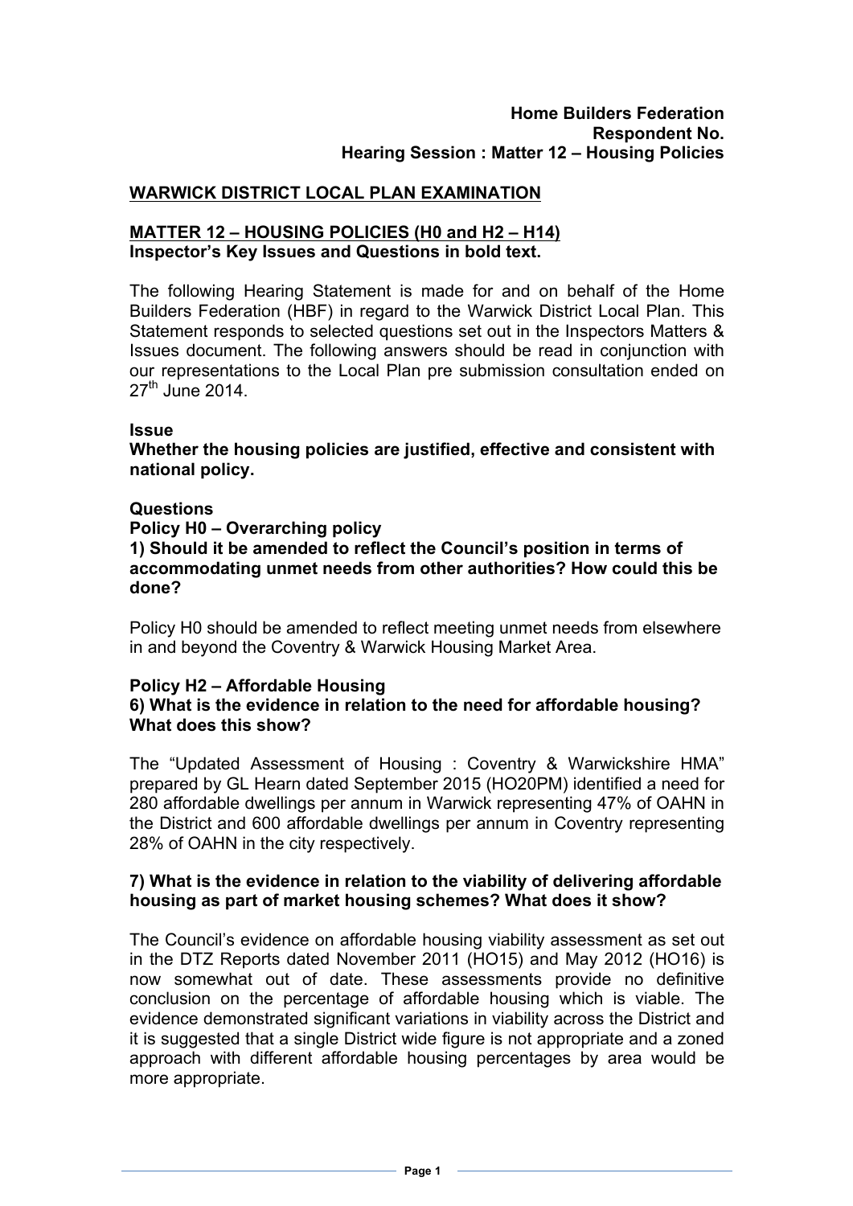**Home Builders Federation**
**Respondent No.**
**Hearing Session : Matter 12 – Housing Policies**

## WARWICK DISTRICT LOCAL PLAN EXAMINATION

### MATTER 12 – HOUSING POLICIES (H0 and H2 – H14)

**Inspector's Key Issues and Questions in bold text.**

The following Hearing Statement is made for and on behalf of the Home Builders Federation (HBF) in regard to the Warwick District Local Plan. This Statement responds to selected questions set out in the Inspectors Matters & Issues document. The following answers should be read in conjunction with our representations to the Local Plan pre submission consultation ended on 27th June 2014.

**Issue**

**Whether the housing policies are justified, effective and consistent with national policy.**

**Questions**

**Policy H0 – Overarching policy**

**1) Should it be amended to reflect the Council's position in terms of accommodating unmet needs from other authorities? How could this be done?**

Policy H0 should be amended to reflect meeting unmet needs from elsewhere in and beyond the Coventry & Warwick Housing Market Area.

**Policy H2 – Affordable Housing**

**6) What is the evidence in relation to the need for affordable housing? What does this show?**

The "Updated Assessment of Housing : Coventry & Warwickshire HMA" prepared by GL Hearn dated September 2015 (HO20PM) identified a need for 280 affordable dwellings per annum in Warwick representing 47% of OAHN in the District and 600 affordable dwellings per annum in Coventry representing 28% of OAHN in the city respectively.

**7) What is the evidence in relation to the viability of delivering affordable housing as part of market housing schemes? What does it show?**

The Council's evidence on affordable housing viability assessment as set out in the DTZ Reports dated November 2011 (HO15) and May 2012 (HO16) is now somewhat out of date. These assessments provide no definitive conclusion on the percentage of affordable housing which is viable. The evidence demonstrated significant variations in viability across the District and it is suggested that a single District wide figure is not appropriate and a zoned approach with different affordable housing percentages by area would be more appropriate.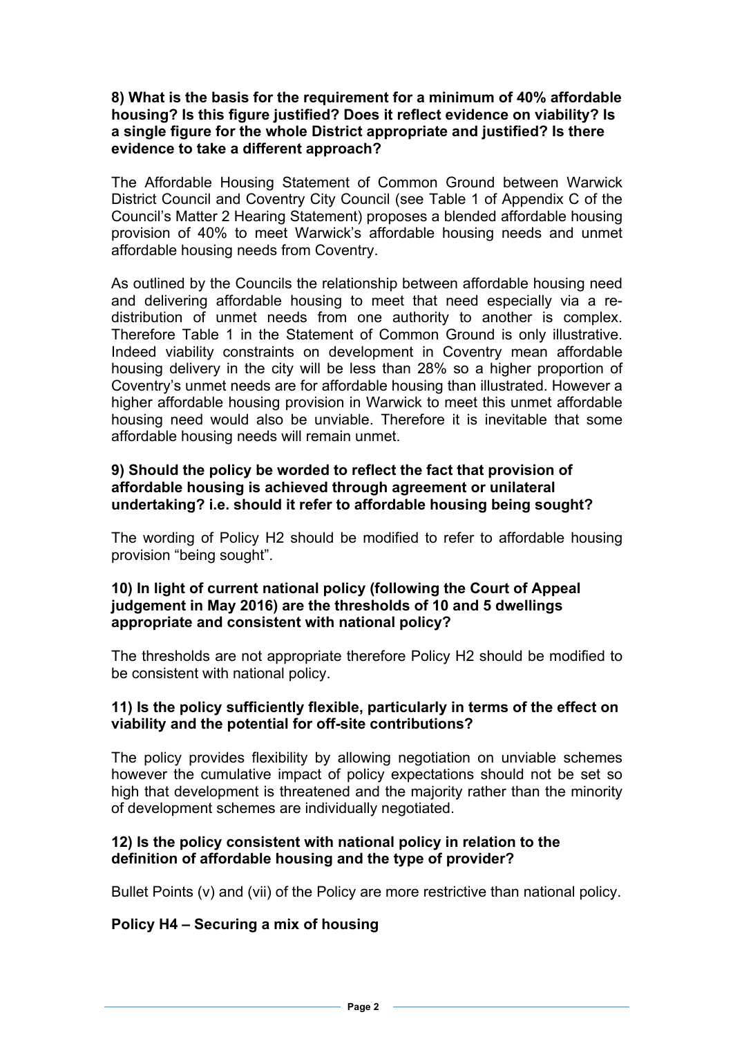**8) What is the basis for the requirement for a minimum of 40% affordable housing? Is this figure justified? Does it reflect evidence on viability? Is a single figure for the whole District appropriate and justified? Is there evidence to take a different approach?**

The Affordable Housing Statement of Common Ground between Warwick District Council and Coventry City Council (see Table 1 of Appendix C of the Council's Matter 2 Hearing Statement) proposes a blended affordable housing provision of 40% to meet Warwick's affordable housing needs and unmet affordable housing needs from Coventry.

As outlined by the Councils the relationship between affordable housing need and delivering affordable housing to meet that need especially via a re-distribution of unmet needs from one authority to another is complex. Therefore Table 1 in the Statement of Common Ground is only illustrative. Indeed viability constraints on development in Coventry mean affordable housing delivery in the city will be less than 28% so a higher proportion of Coventry's unmet needs are for affordable housing than illustrated. However a higher affordable housing provision in Warwick to meet this unmet affordable housing need would also be unviable. Therefore it is inevitable that some affordable housing needs will remain unmet.

**9) Should the policy be worded to reflect the fact that provision of affordable housing is achieved through agreement or unilateral undertaking? i.e. should it refer to affordable housing being sought?**

The wording of Policy H2 should be modified to refer to affordable housing provision "being sought".

**10) In light of current national policy (following the Court of Appeal judgement in May 2016) are the thresholds of 10 and 5 dwellings appropriate and consistent with national policy?**

The thresholds are not appropriate therefore Policy H2 should be modified to be consistent with national policy.

**11) Is the policy sufficiently flexible, particularly in terms of the effect on viability and the potential for off-site contributions?**

The policy provides flexibility by allowing negotiation on unviable schemes however the cumulative impact of policy expectations should not be set so high that development is threatened and the majority rather than the minority of development schemes are individually negotiated.

**12) Is the policy consistent with national policy in relation to the definition of affordable housing and the type of provider?**

Bullet Points (v) and (vii) of the Policy are more restrictive than national policy.

**Policy H4 – Securing a mix of housing**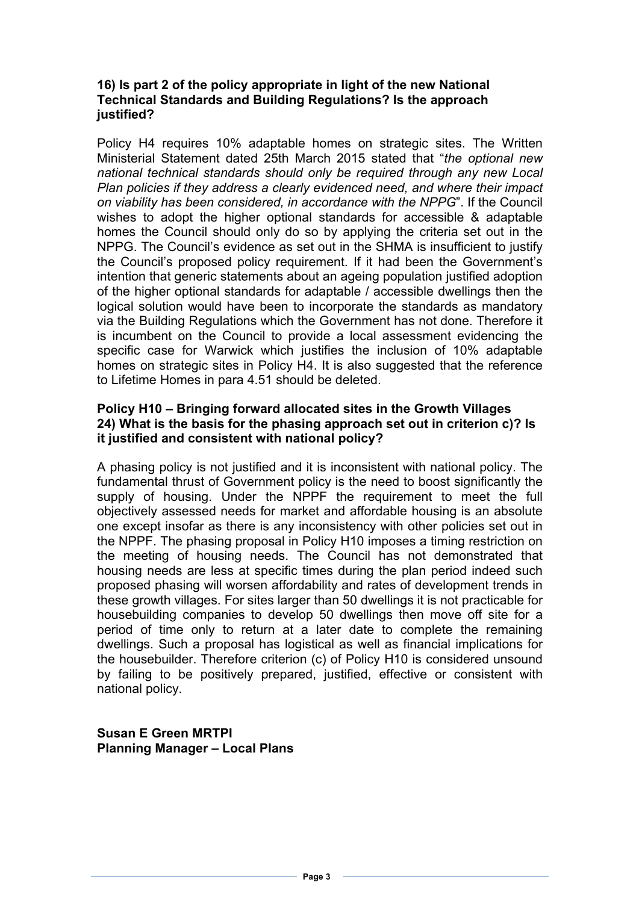**16) Is part 2 of the policy appropriate in light of the new National Technical Standards and Building Regulations? Is the approach justified?**

Policy H4 requires 10% adaptable homes on strategic sites. The Written Ministerial Statement dated 25th March 2015 stated that "*the optional new national technical standards should only be required through any new Local Plan policies if they address a clearly evidenced need, and where their impact on viability has been considered, in accordance with the NPPG*". If the Council wishes to adopt the higher optional standards for accessible & adaptable homes the Council should only do so by applying the criteria set out in the NPPG. The Council's evidence as set out in the SHMA is insufficient to justify the Council's proposed policy requirement. If it had been the Government's intention that generic statements about an ageing population justified adoption of the higher optional standards for adaptable / accessible dwellings then the logical solution would have been to incorporate the standards as mandatory via the Building Regulations which the Government has not done. Therefore it is incumbent on the Council to provide a local assessment evidencing the specific case for Warwick which justifies the inclusion of 10% adaptable homes on strategic sites in Policy H4. It is also suggested that the reference to Lifetime Homes in para 4.51 should be deleted.

**Policy H10 – Bringing forward allocated sites in the Growth Villages**
**24) What is the basis for the phasing approach set out in criterion c)? Is it justified and consistent with national policy?**

A phasing policy is not justified and it is inconsistent with national policy. The fundamental thrust of Government policy is the need to boost significantly the supply of housing. Under the NPPF the requirement to meet the full objectively assessed needs for market and affordable housing is an absolute one except insofar as there is any inconsistency with other policies set out in the NPPF. The phasing proposal in Policy H10 imposes a timing restriction on the meeting of housing needs. The Council has not demonstrated that housing needs are less at specific times during the plan period indeed such proposed phasing will worsen affordability and rates of development trends in these growth villages. For sites larger than 50 dwellings it is not practicable for housebuilding companies to develop 50 dwellings then move off site for a period of time only to return at a later date to complete the remaining dwellings. Such a proposal has logistical as well as financial implications for the housebuilder. Therefore criterion (c) of Policy H10 is considered unsound by failing to be positively prepared, justified, effective or consistent with national policy.

**Susan E Green MRTPI**
**Planning Manager – Local Plans**